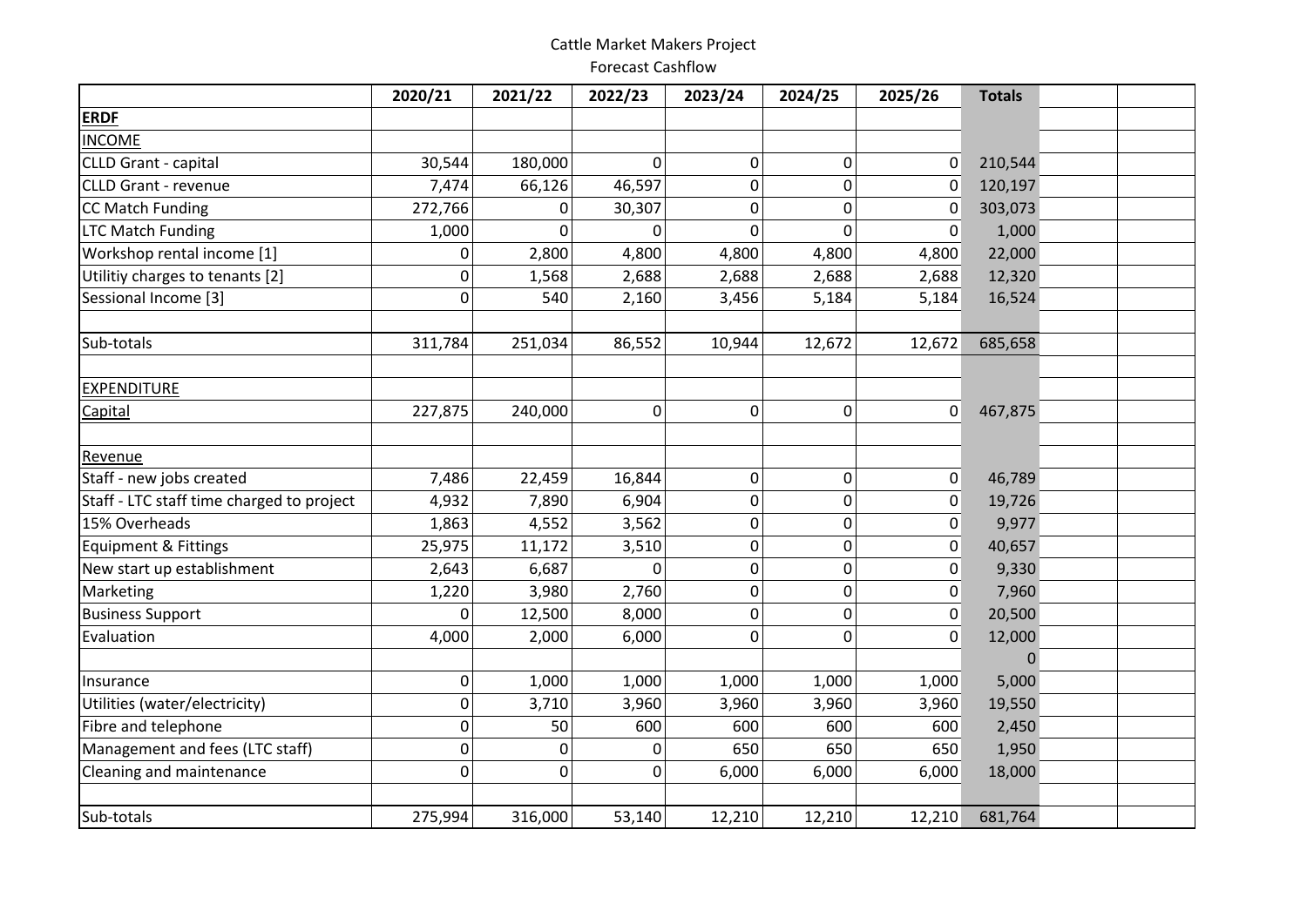Cattle Market Makers Project

Forecast Cashflow

| | 2020/21 | 2021/22 | 2022/23 | 2023/24 | 2024/25 | 2025/26 | Totals | | |
|---|---|---|---|---|---|---|---|---|---|
| **ERDF** | | | | | | | | | |
| INCOME | | | | | | | | | |
| CLLD Grant - capital | 30,544 | 180,000 | 0 | 0 | 0 | 0 | 210,544 | | |
| CLLD Grant - revenue | 7,474 | 66,126 | 46,597 | 0 | 0 | 0 | 120,197 | | |
| CC Match Funding | 272,766 | 0 | 30,307 | 0 | 0 | 0 | 303,073 | | |
| LTC Match Funding | 1,000 | 0 | 0 | 0 | 0 | 0 | 1,000 | | |
| Workshop rental income [1] | 0 | 2,800 | 4,800 | 4,800 | 4,800 | 4,800 | 22,000 | | |
| Utilitiy charges to tenants [2] | 0 | 1,568 | 2,688 | 2,688 | 2,688 | 2,688 | 12,320 | | |
| Sessional Income [3] | 0 | 540 | 2,160 | 3,456 | 5,184 | 5,184 | 16,524 | | |
| | | | | | | | | | |
| Sub-totals | 311,784 | 251,034 | 86,552 | 10,944 | 12,672 | 12,672 | 685,658 | | |
| | | | | | | | | | |
| EXPENDITURE | | | | | | | | | |
| Capital | 227,875 | 240,000 | 0 | 0 | 0 | 0 | 467,875 | | |
| | | | | | | | | | |
| Revenue | | | | | | | | | |
| Staff - new jobs created | 7,486 | 22,459 | 16,844 | 0 | 0 | 0 | 46,789 | | |
| Staff - LTC staff time charged to project | 4,932 | 7,890 | 6,904 | 0 | 0 | 0 | 19,726 | | |
| 15% Overheads | 1,863 | 4,552 | 3,562 | 0 | 0 | 0 | 9,977 | | |
| Equipment & Fittings | 25,975 | 11,172 | 3,510 | 0 | 0 | 0 | 40,657 | | |
| New start up establishment | 2,643 | 6,687 | 0 | 0 | 0 | 0 | 9,330 | | |
| Marketing | 1,220 | 3,980 | 2,760 | 0 | 0 | 0 | 7,960 | | |
| Business Support | 0 | 12,500 | 8,000 | 0 | 0 | 0 | 20,500 | | |
| Evaluation | 4,000 | 2,000 | 6,000 | 0 | 0 | 0 | 12,000 | | |
| | | | | | | | 0 | | |
| Insurance | 0 | 1,000 | 1,000 | 1,000 | 1,000 | 1,000 | 5,000 | | |
| Utilities (water/electricity) | 0 | 3,710 | 3,960 | 3,960 | 3,960 | 3,960 | 19,550 | | |
| Fibre and telephone | 0 | 50 | 600 | 600 | 600 | 600 | 2,450 | | |
| Management and fees (LTC staff) | 0 | 0 | 0 | 650 | 650 | 650 | 1,950 | | |
| Cleaning and maintenance | 0 | 0 | 0 | 6,000 | 6,000 | 6,000 | 18,000 | | |
| | | | | | | | | | |
| Sub-totals | 275,994 | 316,000 | 53,140 | 12,210 | 12,210 | 12,210 | 681,764 | | |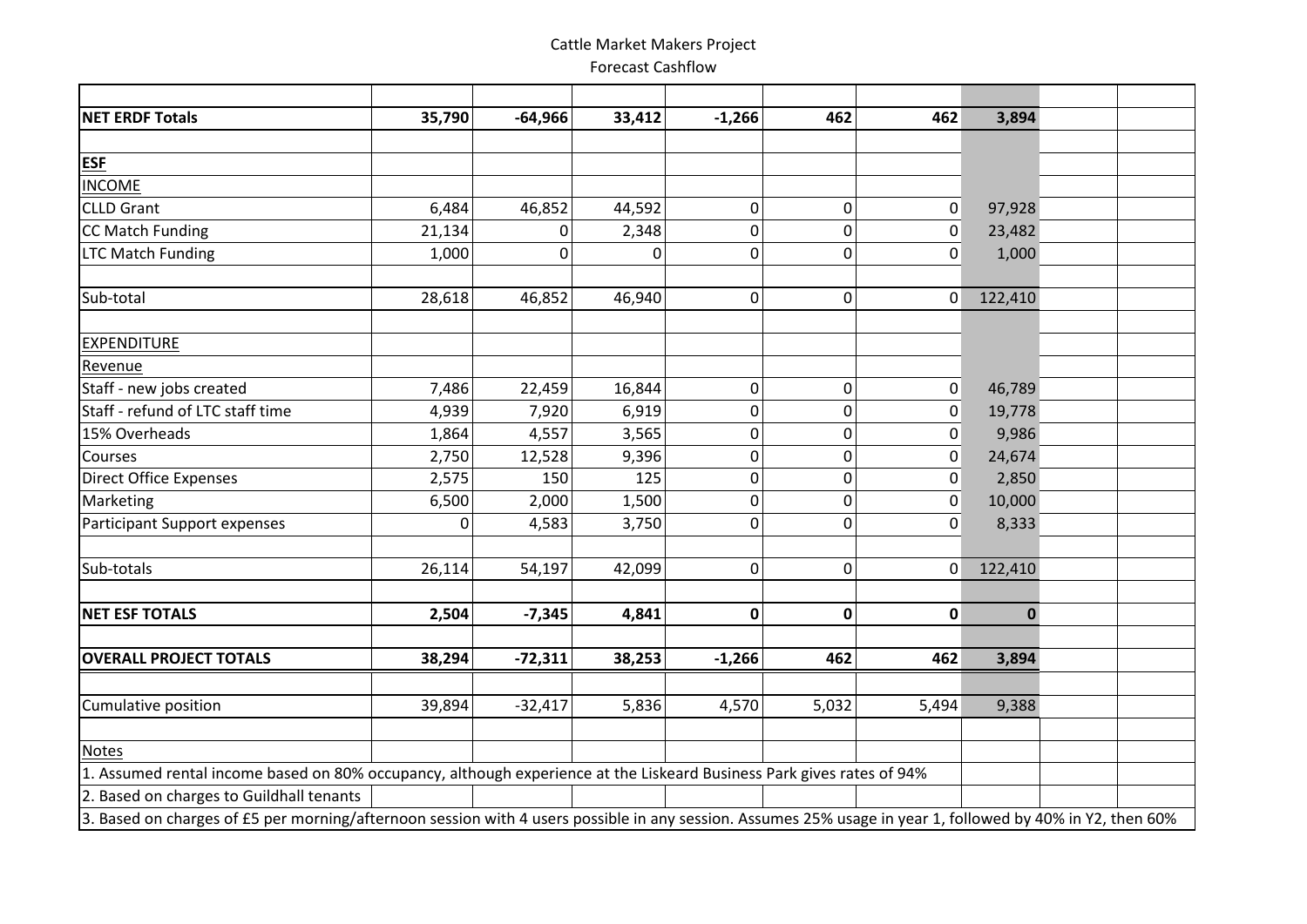# Cattle Market Makers Project

## Forecast Cashflow

| | | | | | | | | | |
|---|---|---|---|---|---|---|---|---|---|
| **NET ERDF Totals** | **35,790** | **-64,966** | **33,412** | **-1,266** | **462** | **462** | **3,894** | | |
| | | | | | | | | | |
| **ESF** | | | | | | | | | |
| INCOME | | | | | | | | | |
| CLLD Grant | 6,484 | 46,852 | 44,592 | 0 | 0 | 0 | 97,928 | | |
| CC Match Funding | 21,134 | 0 | 2,348 | 0 | 0 | 0 | 23,482 | | |
| LTC Match Funding | 1,000 | 0 | 0 | 0 | 0 | 0 | 1,000 | | |
| | | | | | | | | | |
| Sub-total | 28,618 | 46,852 | 46,940 | 0 | 0 | 0 | 122,410 | | |
| | | | | | | | | | |
| EXPENDITURE | | | | | | | | | |
| Revenue | | | | | | | | | |
| Staff - new jobs created | 7,486 | 22,459 | 16,844 | 0 | 0 | 0 | 46,789 | | |
| Staff - refund of LTC staff time | 4,939 | 7,920 | 6,919 | 0 | 0 | 0 | 19,778 | | |
| 15% Overheads | 1,864 | 4,557 | 3,565 | 0 | 0 | 0 | 9,986 | | |
| Courses | 2,750 | 12,528 | 9,396 | 0 | 0 | 0 | 24,674 | | |
| Direct Office Expenses | 2,575 | 150 | 125 | 0 | 0 | 0 | 2,850 | | |
| Marketing | 6,500 | 2,000 | 1,500 | 0 | 0 | 0 | 10,000 | | |
| Participant Support expenses | 0 | 4,583 | 3,750 | 0 | 0 | 0 | 8,333 | | |
| | | | | | | | | | |
| Sub-totals | 26,114 | 54,197 | 42,099 | 0 | 0 | 0 | 122,410 | | |
| | | | | | | | | | |
| **NET ESF TOTALS** | **2,504** | **-7,345** | **4,841** | **0** | **0** | **0** | **0** | | |
| | | | | | | | | | |
| **OVERALL PROJECT TOTALS** | **38,294** | **-72,311** | **38,253** | **-1,266** | **462** | **462** | **3,894** | | |
| | | | | | | | | | |
| Cumulative position | 39,894 | -32,417 | 5,836 | 4,570 | 5,032 | 5,494 | 9,388 | | |

Notes

1. Assumed rental income based on 80% occupancy, although experience at the Liskeard Business Park gives rates of 94%
2. Based on charges to Guildhall tenants
3. Based on charges of £5 per morning/afternoon session with 4 users possible in any session. Assumes 25% usage in year 1, followed by 40% in Y2, then 60%